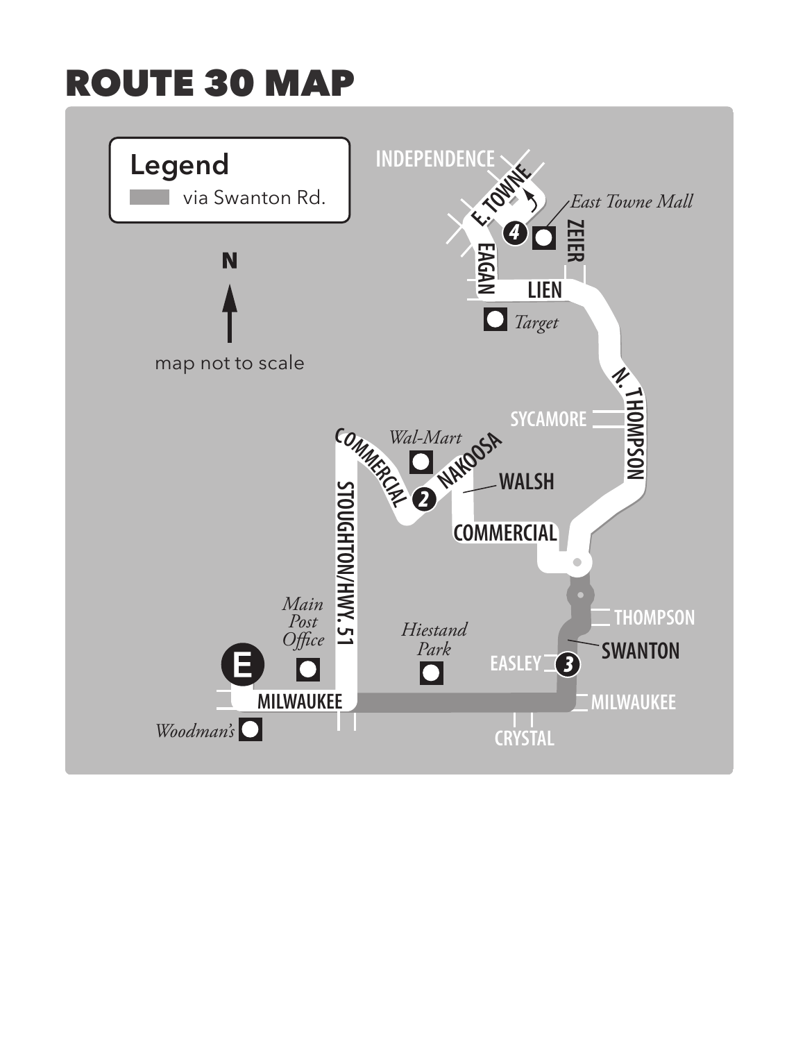# ROUTE 30 MAP

Legend

via Swanton Rd.

N

map not to scale

INDEPENDENCE

E. TOWNE

East Towne Mall

4

ZEIER

EAGAN

LIEN

Target

N. THOMPSON

SYCAMORE

COMMERCIAL

Wal-Mart

NAKOOSA

2

WALSH

COMMERCIAL

STOUGHTON/HWY. 51

THOMPSON

SWANTON

Main Post Office

Hiestand Park

EASLEY

3

E

MILWAUKEE

MILWAUKEE

Woodman's

CRYSTAL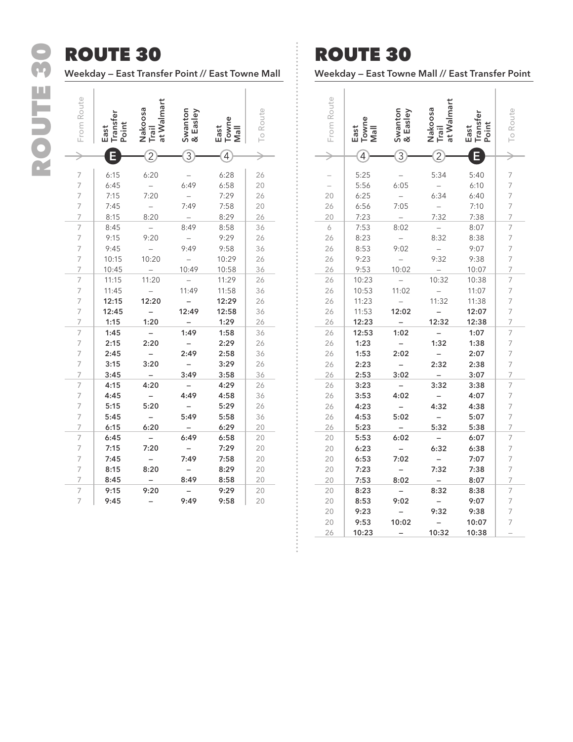# ROUTE 30

## Weekday – East Transfer Point // East Towne Mall

| From Route | East Transfer Point (E) | Nakoosa Trail at Walmart (2) | Swanton & Easley (3) | East Towne Mall (4) | To Route |
|---|---|---|---|---|---|
| 7 | 6:15 | 6:20 | – | 6:28 | 26 |
| 7 | 6:45 | – | 6:49 | 6:58 | 20 |
| 7 | 7:15 | 7:20 | – | 7:29 | 26 |
| 7 | 7:45 | – | 7:49 | 7:58 | 20 |
| 7 | 8:15 | 8:20 | – | 8:29 | 26 |
| 7 | 8:45 | – | 8:49 | 8:58 | 36 |
| 7 | 9:15 | 9:20 | – | 9:29 | 26 |
| 7 | 9:45 | – | 9:49 | 9:58 | 36 |
| 7 | 10:15 | 10:20 | – | 10:29 | 26 |
| 7 | 10:45 | – | 10:49 | 10:58 | 36 |
| 7 | 11:15 | 11:20 | – | 11:29 | 26 |
| 7 | 11:45 | – | 11:49 | 11:58 | 36 |
| 7 | **12:15** | **12:20** | – | **12:29** | 26 |
| 7 | **12:45** | – | **12:49** | **12:58** | 36 |
| 7 | **1:15** | **1:20** | – | **1:29** | 26 |
| 7 | **1:45** | – | **1:49** | **1:58** | 36 |
| 7 | **2:15** | **2:20** | – | **2:29** | 26 |
| 7 | **2:45** | – | **2:49** | **2:58** | 36 |
| 7 | **3:15** | **3:20** | – | **3:29** | 26 |
| 7 | **3:45** | – | **3:49** | **3:58** | 36 |
| 7 | **4:15** | **4:20** | – | **4:29** | 26 |
| 7 | **4:45** | – | **4:49** | **4:58** | 36 |
| 7 | **5:15** | **5:20** | – | **5:29** | 26 |
| 7 | **5:45** | – | **5:49** | **5:58** | 36 |
| 7 | **6:15** | **6:20** | – | **6:29** | 20 |
| 7 | **6:45** | – | **6:49** | **6:58** | 20 |
| 7 | **7:15** | **7:20** | – | **7:29** | 20 |
| 7 | **7:45** | – | **7:49** | **7:58** | 20 |
| 7 | **8:15** | **8:20** | – | **8:29** | 20 |
| 7 | **8:45** | – | **8:49** | **8:58** | 20 |
| 7 | **9:15** | **9:20** | – | **9:29** | 20 |
| 7 | **9:45** | – | **9:49** | **9:58** | 20 |

# ROUTE 30

## Weekday – East Towne Mall // East Transfer Point

| From Route | East Towne Mall (4) | Swanton & Easley (3) | Nakoosa Trail at Walmart (2) | East Transfer Point (E) | To Route |
|---|---|---|---|---|---|
| – | 5:25 | – | 5:34 | 5:40 | 7 |
| – | 5:56 | 6:05 | – | 6:10 | 7 |
| 20 | 6:25 | – | 6:34 | 6:40 | 7 |
| 26 | 6:56 | 7:05 | – | 7:10 | 7 |
| 20 | 7:23 | – | 7:32 | 7:38 | 7 |
| 6 | 7:53 | 8:02 | – | 8:07 | 7 |
| 26 | 8:23 | – | 8:32 | 8:38 | 7 |
| 26 | 8:53 | 9:02 | – | 9:07 | 7 |
| 26 | 9:23 | – | 9:32 | 9:38 | 7 |
| 26 | 9:53 | 10:02 | – | 10:07 | 7 |
| 26 | 10:23 | – | 10:32 | 10:38 | 7 |
| 26 | 10:53 | 11:02 | – | 11:07 | 7 |
| 26 | 11:23 | – | 11:32 | 11:38 | 7 |
| 26 | 11:53 | **12:02** | – | **12:07** | 7 |
| 26 | **12:23** | – | **12:32** | **12:38** | 7 |
| 26 | **12:53** | **1:02** | – | **1:07** | 7 |
| 26 | **1:23** | – | **1:32** | **1:38** | 7 |
| 26 | **1:53** | **2:02** | – | **2:07** | 7 |
| 26 | **2:23** | – | **2:32** | **2:38** | 7 |
| 26 | **2:53** | **3:02** | – | **3:07** | 7 |
| 26 | **3:23** | – | **3:32** | **3:38** | 7 |
| 26 | **3:53** | **4:02** | – | **4:07** | 7 |
| 26 | **4:23** | – | **4:32** | **4:38** | 7 |
| 26 | **4:53** | **5:02** | – | **5:07** | 7 |
| 26 | **5:23** | – | **5:32** | **5:38** | 7 |
| 20 | **5:53** | **6:02** | – | **6:07** | 7 |
| 20 | **6:23** | – | **6:32** | **6:38** | 7 |
| 20 | **6:53** | **7:02** | – | **7:07** | 7 |
| 20 | **7:23** | – | **7:32** | **7:38** | 7 |
| 20 | **7:53** | **8:02** | – | **8:07** | 7 |
| 20 | **8:23** | – | **8:32** | **8:38** | 7 |
| 20 | **8:53** | **9:02** | – | **9:07** | 7 |
| 20 | **9:23** | – | **9:32** | **9:38** | 7 |
| 20 | **9:53** | **10:02** | – | **10:07** | 7 |
| 26 | **10:23** | – | **10:32** | **10:38** | – |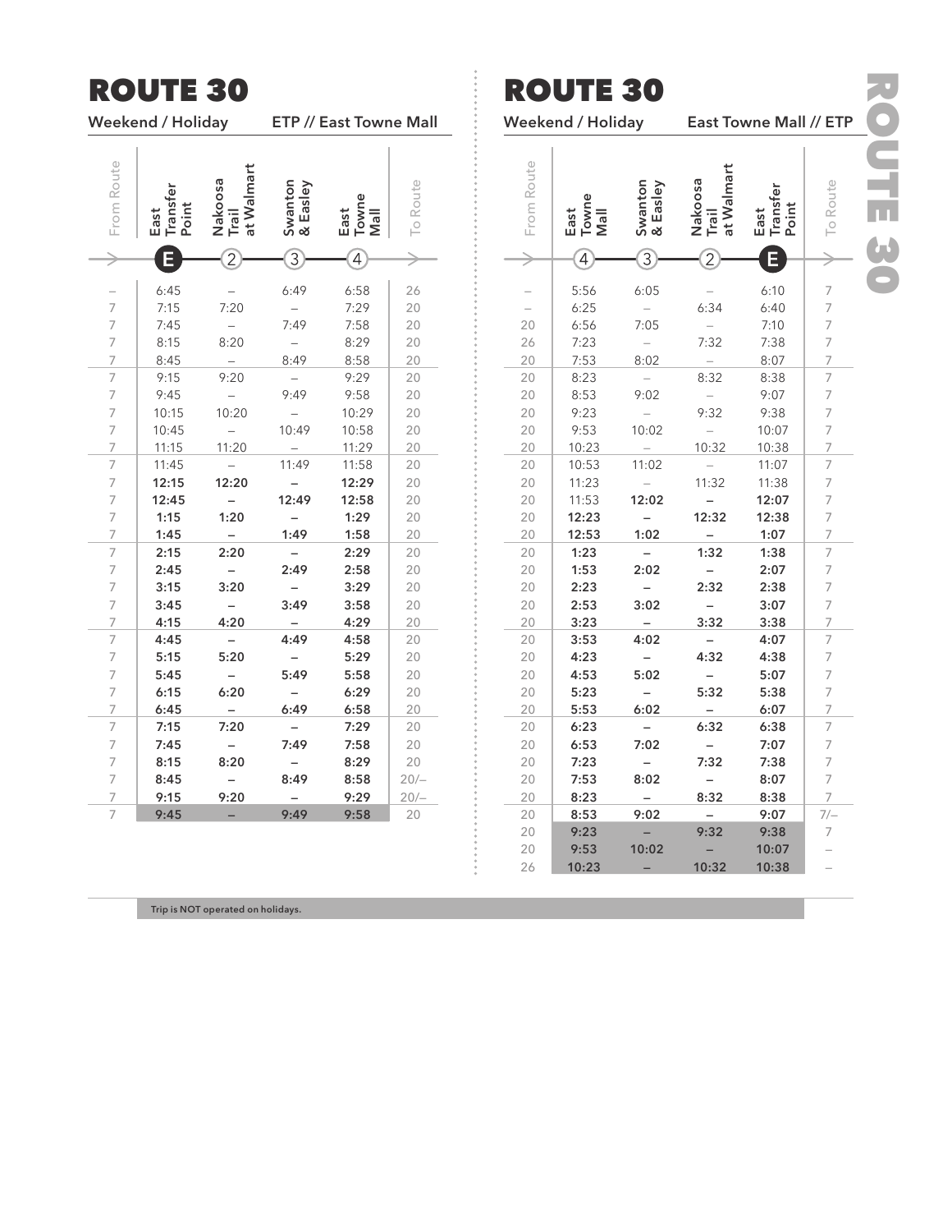## ROUTE 30

**Weekend / Holiday** — ETP // East Towne Mall

| From Route | East Transfer Point (E) | Nakoosa Trail at Walmart (2) | Swanton & Easley (3) | East Towne Mall (4) | To Route |
|---|---|---|---|---|---|
| – | 6:45 | – | 6:49 | 6:58 | 26 |
| 7 | 7:15 | 7:20 | – | 7:29 | 20 |
| 7 | 7:45 | – | 7:49 | 7:58 | 20 |
| 7 | 8:15 | 8:20 | – | 8:29 | 20 |
| 7 | 8:45 | – | 8:49 | 8:58 | 20 |
| 7 | 9:15 | 9:20 | – | 9:29 | 20 |
| 7 | 9:45 | – | 9:49 | 9:58 | 20 |
| 7 | 10:15 | 10:20 | – | 10:29 | 20 |
| 7 | 10:45 | – | 10:49 | 10:58 | 20 |
| 7 | 11:15 | 11:20 | – | 11:29 | 20 |
| 7 | 11:45 | – | 11:49 | 11:58 | 20 |
| 7 | **12:15** | **12:20** | – | **12:29** | 20 |
| 7 | **12:45** | – | **12:49** | **12:58** | 20 |
| 7 | **1:15** | **1:20** | – | **1:29** | 20 |
| 7 | **1:45** | – | **1:49** | **1:58** | 20 |
| 7 | **2:15** | **2:20** | – | **2:29** | 20 |
| 7 | **2:45** | – | **2:49** | **2:58** | 20 |
| 7 | **3:15** | **3:20** | – | **3:29** | 20 |
| 7 | **3:45** | – | **3:49** | **3:58** | 20 |
| 7 | **4:15** | **4:20** | – | **4:29** | 20 |
| 7 | **4:45** | – | **4:49** | **4:58** | 20 |
| 7 | **5:15** | **5:20** | – | **5:29** | 20 |
| 7 | **5:45** | – | **5:49** | **5:58** | 20 |
| 7 | **6:15** | **6:20** | – | **6:29** | 20 |
| 7 | **6:45** | – | **6:49** | **6:58** | 20 |
| 7 | **7:15** | **7:20** | – | **7:29** | 20 |
| 7 | **7:45** | – | **7:49** | **7:58** | 20 |
| 7 | **8:15** | **8:20** | – | **8:29** | 20 |
| 7 | **8:45** | – | **8:49** | **8:58** | 20/– |
| 7 | **9:15** | **9:20** | – | **9:29** | 20/– |
| 7 | **9:45** | – | **9:49** | **9:58** | 20 |

## ROUTE 30

**Weekend / Holiday** — East Towne Mall // ETP

| From Route | East Towne Mall (4) | Swanton & Easley (3) | Nakoosa Trail at Walmart (2) | East Transfer Point (E) | To Route |
|---|---|---|---|---|---|
| – | 5:56 | 6:05 | – | 6:10 | 7 |
| – | 6:25 | – | 6:34 | 6:40 | 7 |
| 20 | 6:56 | 7:05 | – | 7:10 | 7 |
| 26 | 7:23 | – | 7:32 | 7:38 | 7 |
| 20 | 7:53 | 8:02 | – | 8:07 | 7 |
| 20 | 8:23 | – | 8:32 | 8:38 | 7 |
| 20 | 8:53 | 9:02 | – | 9:07 | 7 |
| 20 | 9:23 | – | 9:32 | 9:38 | 7 |
| 20 | 9:53 | 10:02 | – | 10:07 | 7 |
| 20 | 10:23 | – | 10:32 | 10:38 | 7 |
| 20 | 10:53 | 11:02 | – | 11:07 | 7 |
| 20 | 11:23 | – | 11:32 | 11:38 | 7 |
| 20 | 11:53 | **12:02** | – | **12:07** | 7 |
| 20 | **12:23** | – | **12:32** | **12:38** | 7 |
| 20 | **12:53** | **1:02** | – | **1:07** | 7 |
| 20 | **1:23** | – | **1:32** | **1:38** | 7 |
| 20 | **1:53** | **2:02** | – | **2:07** | 7 |
| 20 | **2:23** | – | **2:32** | **2:38** | 7 |
| 20 | **2:53** | **3:02** | – | **3:07** | 7 |
| 20 | **3:23** | – | **3:32** | **3:38** | 7 |
| 20 | **3:53** | **4:02** | – | **4:07** | 7 |
| 20 | **4:23** | – | **4:32** | **4:38** | 7 |
| 20 | **4:53** | **5:02** | – | **5:07** | 7 |
| 20 | **5:23** | – | **5:32** | **5:38** | 7 |
| 20 | **5:53** | **6:02** | – | **6:07** | 7 |
| 20 | **6:23** | – | **6:32** | **6:38** | 7 |
| 20 | **6:53** | **7:02** | – | **7:07** | 7 |
| 20 | **7:23** | – | **7:32** | **7:38** | 7 |
| 20 | **7:53** | **8:02** | – | **8:07** | 7 |
| 20 | **8:23** | – | **8:32** | **8:38** | 7 |
| 20 | **8:53** | **9:02** | – | **9:07** | 7/– |
| 20 | **9:23** | – | **9:32** | **9:38** | 7 |
| 20 | **9:53** | **10:02** | – | **10:07** | – |
| 26 | **10:23** | – | **10:32** | **10:38** | – |

Trip is NOT operated on holidays.